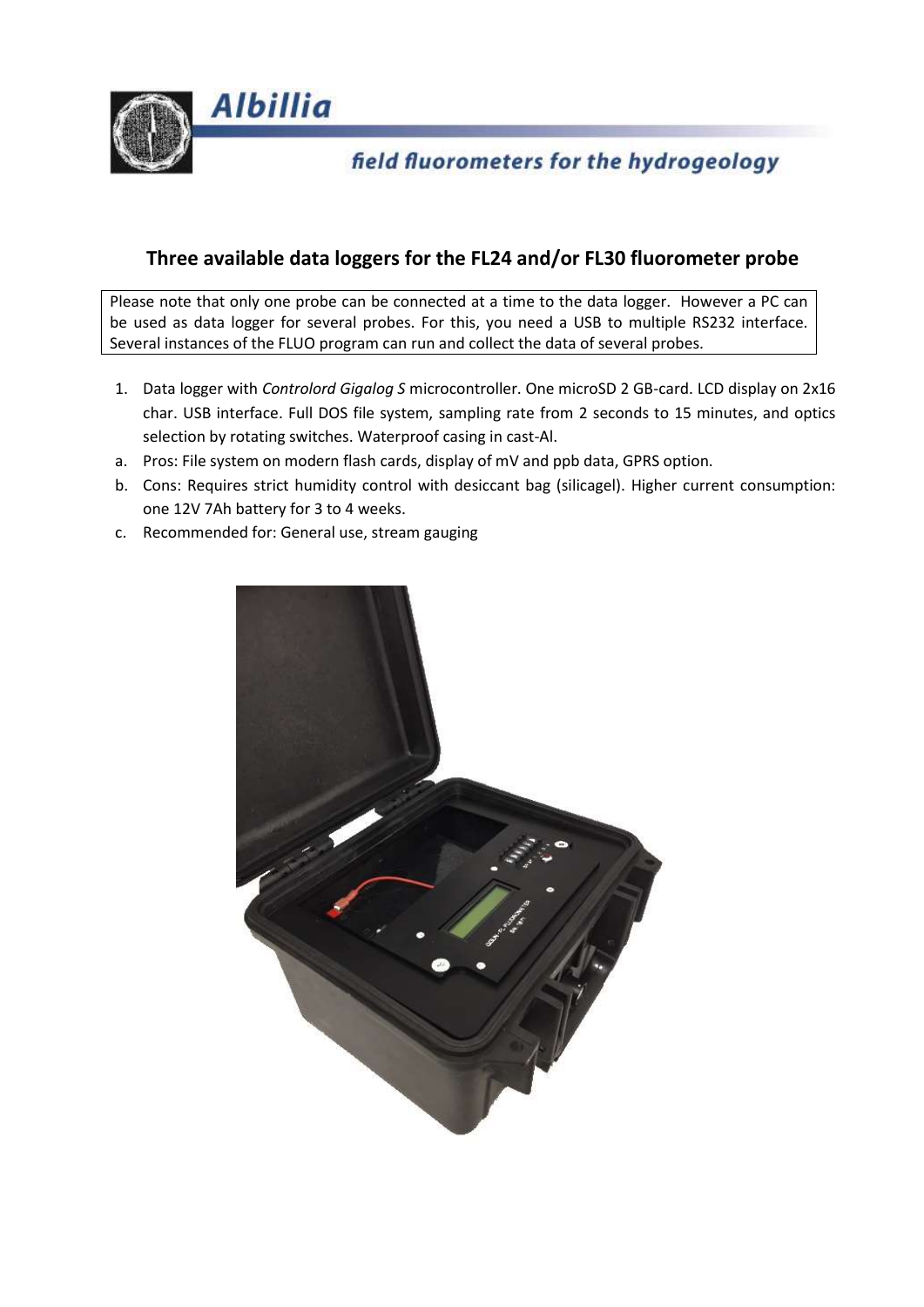## Three available data loggers for the FL24 and/or FL30 fluorometer probe

Please note that only one probe can be connected at a time to the data logger. However a PC can be used as data logger for several probes. For this, you need a USB to multiple RS232 interface. Several instances of the FLUO program can run and collect the data of several probes.

1. Data logger with *Controlord Gigalog S* microcontroller. One microSD 2 GB-card. LCD display on 2x16 char. USB interface. Full DOS file system, sampling rate from 2 seconds to 15 minutes, and optics selection by rotating switches. Waterproof casing in cast-Al.

a. Pros: File system on modern flash cards, display of mV and ppb data, GPRS option.

b. Cons: Requires strict humidity control with desiccant bag (silicagel). Higher current consumption: one 12V 7Ah battery for 3 to 4 weeks.

c. Recommended for: General use, stream gauging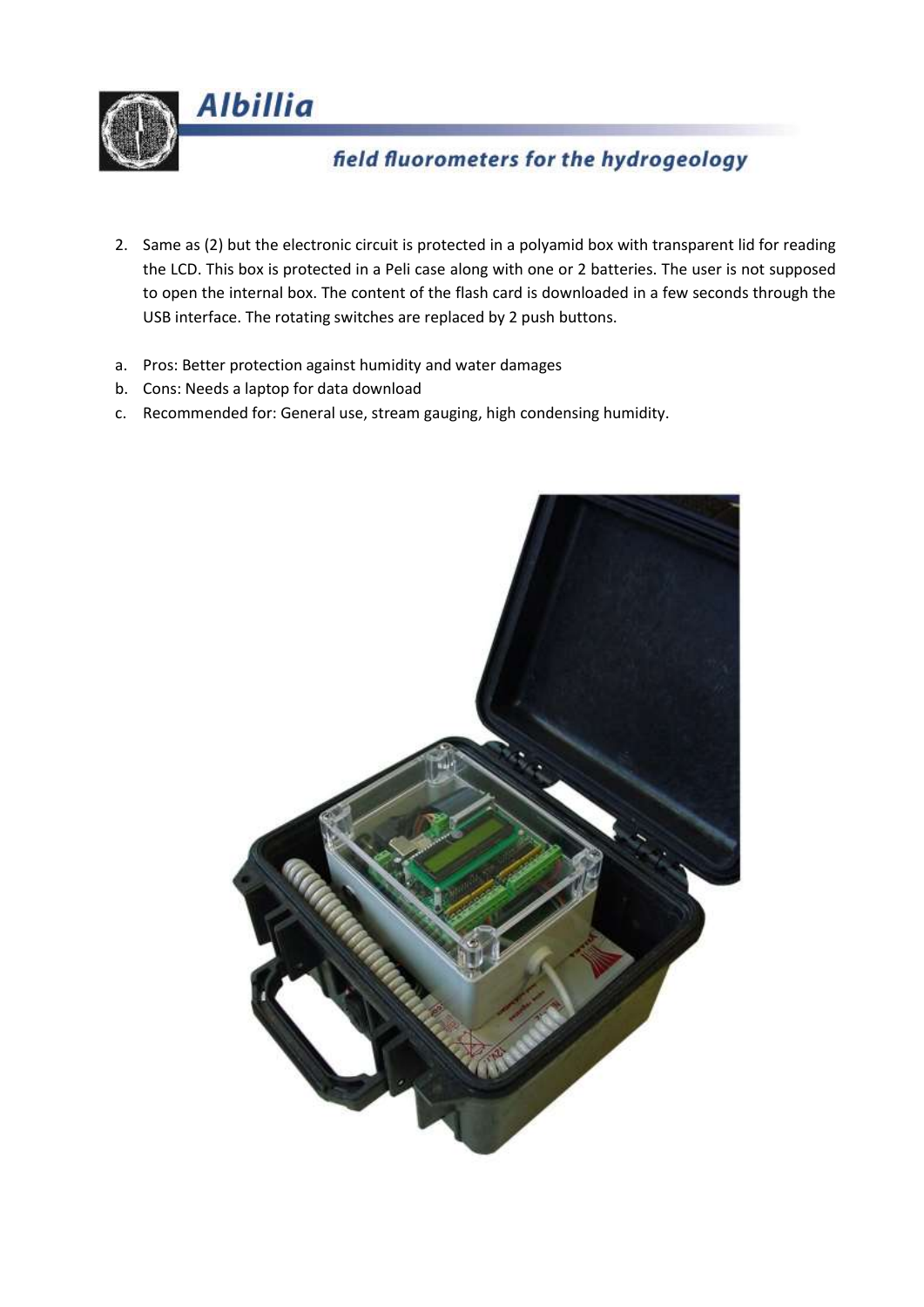2. Same as (2) but the electronic circuit is protected in a polyamid box with transparent lid for reading the LCD. This box is protected in a Peli case along with one or 2 batteries. The user is not supposed to open the internal box. The content of the flash card is downloaded in a few seconds through the USB interface. The rotating switches are replaced by 2 push buttons.

a. Pros: Better protection against humidity and water damages
b. Cons: Needs a laptop for data download
c. Recommended for: General use, stream gauging, high condensing humidity.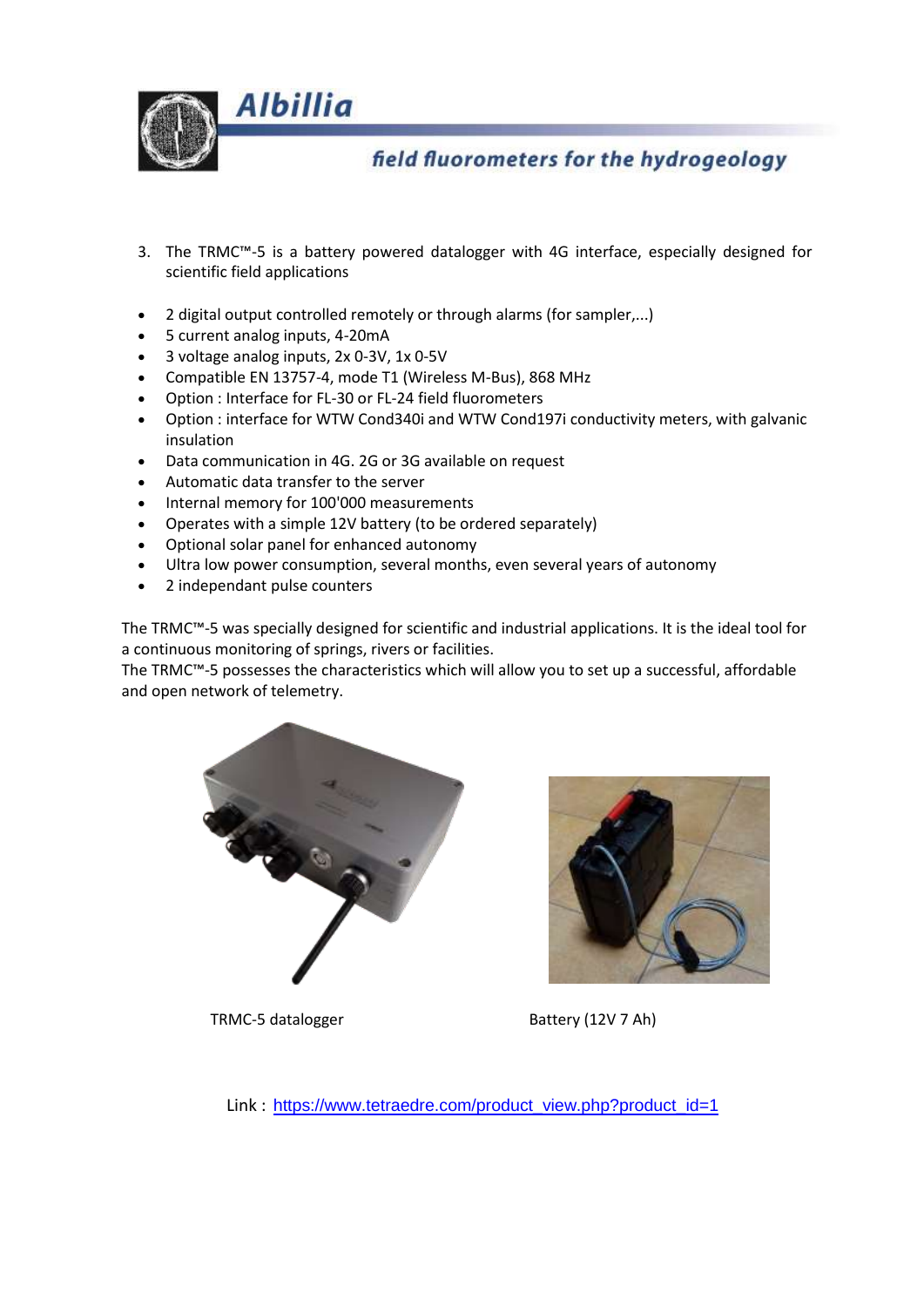3. The TRMC™-5 is a battery powered datalogger with 4G interface, especially designed for scientific field applications

- 2 digital output controlled remotely or through alarms (for sampler,...)
- 5 current analog inputs, 4-20mA
- 3 voltage analog inputs, 2x 0-3V, 1x 0-5V
- Compatible EN 13757-4, mode T1 (Wireless M-Bus), 868 MHz
- Option : Interface for FL-30 or FL-24 field fluorometers
- Option : interface for WTW Cond340i and WTW Cond197i conductivity meters, with galvanic insulation
- Data communication in 4G. 2G or 3G available on request
- Automatic data transfer to the server
- Internal memory for 100'000 measurements
- Operates with a simple 12V battery (to be ordered separately)
- Optional solar panel for enhanced autonomy
- Ultra low power consumption, several months, even several years of autonomy
- 2 independant pulse counters

The TRMC™-5 was specially designed for scientific and industrial applications. It is the ideal tool for a continuous monitoring of springs, rivers or facilities.
The TRMC™-5 possesses the characteristics which will allow you to set up a successful, affordable and open network of telemetry.

TRMC-5 datalogger

Battery (12V 7 Ah)

Link : https://www.tetraedre.com/product_view.php?product_id=1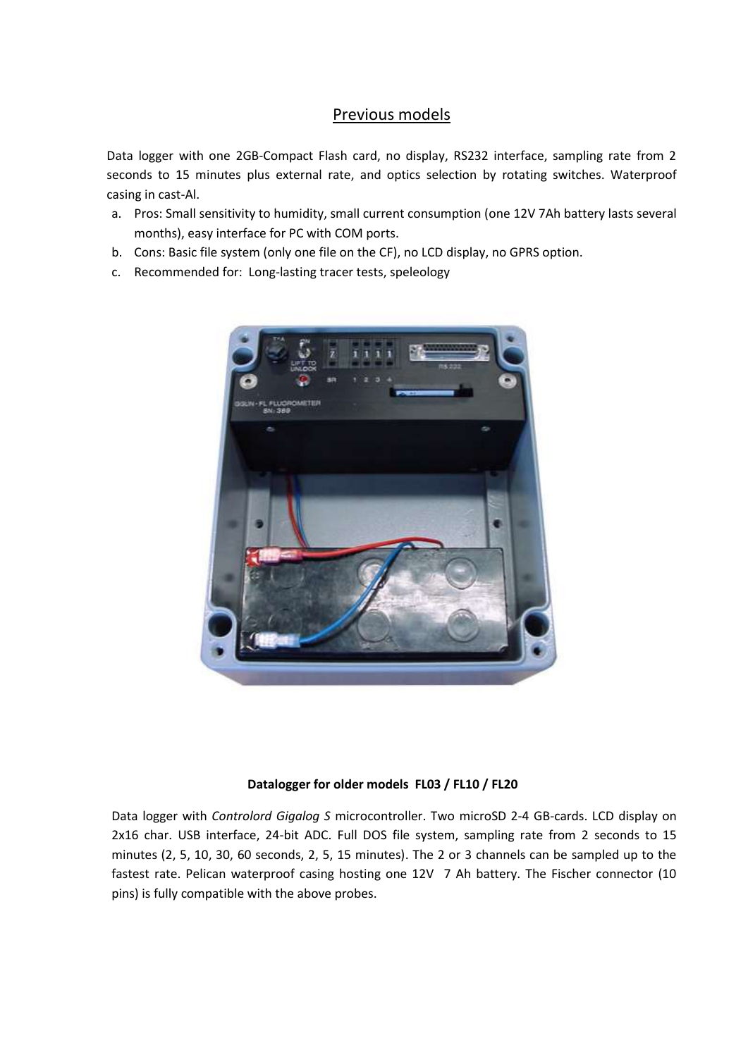## Previous models

Data logger with one 2GB-Compact Flash card, no display, RS232 interface, sampling rate from 2 seconds to 15 minutes plus external rate, and optics selection by rotating switches. Waterproof casing in cast-Al.

a. Pros: Small sensitivity to humidity, small current consumption (one 12V 7Ah battery lasts several months), easy interface for PC with COM ports.
b. Cons: Basic file system (only one file on the CF), no LCD display, no GPRS option.
c. Recommended for: Long-lasting tracer tests, speleology

**Datalogger for older models FL03 / FL10 / FL20**

Data logger with *Controlord Gigalog S* microcontroller. Two microSD 2-4 GB-cards. LCD display on 2x16 char. USB interface, 24-bit ADC. Full DOS file system, sampling rate from 2 seconds to 15 minutes (2, 5, 10, 30, 60 seconds, 2, 5, 15 minutes). The 2 or 3 channels can be sampled up to the fastest rate. Pelican waterproof casing hosting one 12V 7 Ah battery. The Fischer connector (10 pins) is fully compatible with the above probes.